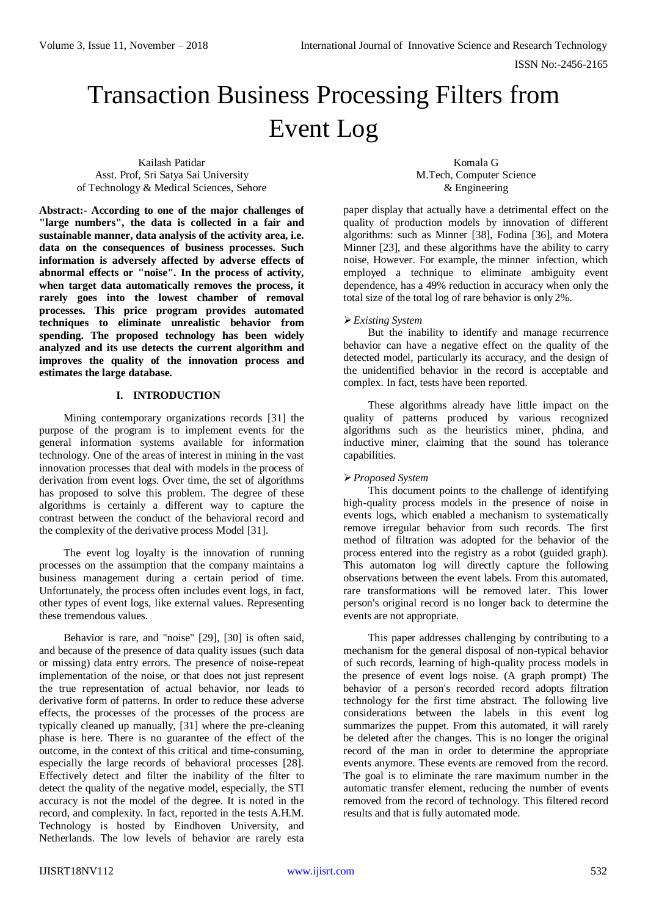# Transaction Business Processing Filters from Event Log

Kailash Patidar
Asst. Prof, Sri Satya Sai University
of Technology & Medical Sciences, Sehore

Komala G
M.Tech, Computer Science
& Engineering

**Abstract:- According to one of the major challenges of "large numbers", the data is collected in a fair and sustainable manner, data analysis of the activity area, i.e. data on the consequences of business processes. Such information is adversely affected by adverse effects of abnormal effects or "noise". In the process of activity, when target data automatically removes the process, it rarely goes into the lowest chamber of removal processes. This price program provides automated techniques to eliminate unrealistic behavior from spending. The proposed technology has been widely analyzed and its use detects the current algorithm and improves the quality of the innovation process and estimates the large database.**

## I. INTRODUCTION

Mining contemporary organizations records [31] the purpose of the program is to implement events for the general information systems available for information technology. One of the areas of interest in mining in the vast innovation processes that deal with models in the process of derivation from event logs. Over time, the set of algorithms has proposed to solve this problem. The degree of these algorithms is certainly a different way to capture the contrast between the conduct of the behavioral record and the complexity of the derivative process Model [31].

The event log loyalty is the innovation of running processes on the assumption that the company maintains a business management during a certain period of time. Unfortunately, the process often includes event logs, in fact, other types of event logs, like external values. Representing these tremendous values.

Behavior is rare, and "noise" [29], [30] is often said, and because of the presence of data quality issues (such data or missing) data entry errors. The presence of noise-repeat implementation of the noise, or that does not just represent the true representation of actual behavior, nor leads to derivative form of patterns. In order to reduce these adverse effects, the processes of the processes of the process are typically cleaned up manually, [31] where the pre-cleaning phase is here. There is no guarantee of the effect of the outcome, in the context of this critical and time-consuming, especially the large records of behavioral processes [28]. Effectively detect and filter the inability of the filter to detect the quality of the negative model, especially, the STI accuracy is not the model of the degree. It is noted in the record, and complexity. In fact, reported in the tests A.H.M. Technology is hosted by Eindhoven University, and Netherlands. The low levels of behavior are rarely esta paper display that actually have a detrimental effect on the quality of production models by innovation of different algorithms: such as Minner [38], Fodina [36], and Motera Minner [23], and these algorithms have the ability to carry noise, However. For example, the minner infection, which employed a technique to eliminate ambiguity event dependence, has a 49% reduction in accuracy when only the total size of the total log of rare behavior is only 2%.

- *Existing System*

But the inability to identify and manage recurrence behavior can have a negative effect on the quality of the detected model, particularly its accuracy, and the design of the unidentified behavior in the record is acceptable and complex. In fact, tests have been reported.

These algorithms already have little impact on the quality of patterns produced by various recognized algorithms such as the heuristics miner, phdina, and inductive miner, claiming that the sound has tolerance capabilities.

- *Proposed System*

This document points to the challenge of identifying high-quality process models in the presence of noise in events logs, which enabled a mechanism to systematically remove irregular behavior from such records. The first method of filtration was adopted for the behavior of the process entered into the registry as a robot (guided graph). This automaton log will directly capture the following observations between the event labels. From this automated, rare transformations will be removed later. This lower person's original record is no longer back to determine the events are not appropriate.

This paper addresses challenging by contributing to a mechanism for the general disposal of non-typical behavior of such records, learning of high-quality process models in the presence of event logs noise. (A graph prompt) The behavior of a person's recorded record adopts filtration technology for the first time abstract. The following live considerations between the labels in this event log summarizes the puppet. From this automated, it will rarely be deleted after the changes. This is no longer the original record of the man in order to determine the appropriate events anymore. These events are removed from the record. The goal is to eliminate the rare maximum number in the automatic transfer element, reducing the number of events removed from the record of technology. This filtered record results and that is fully automated mode.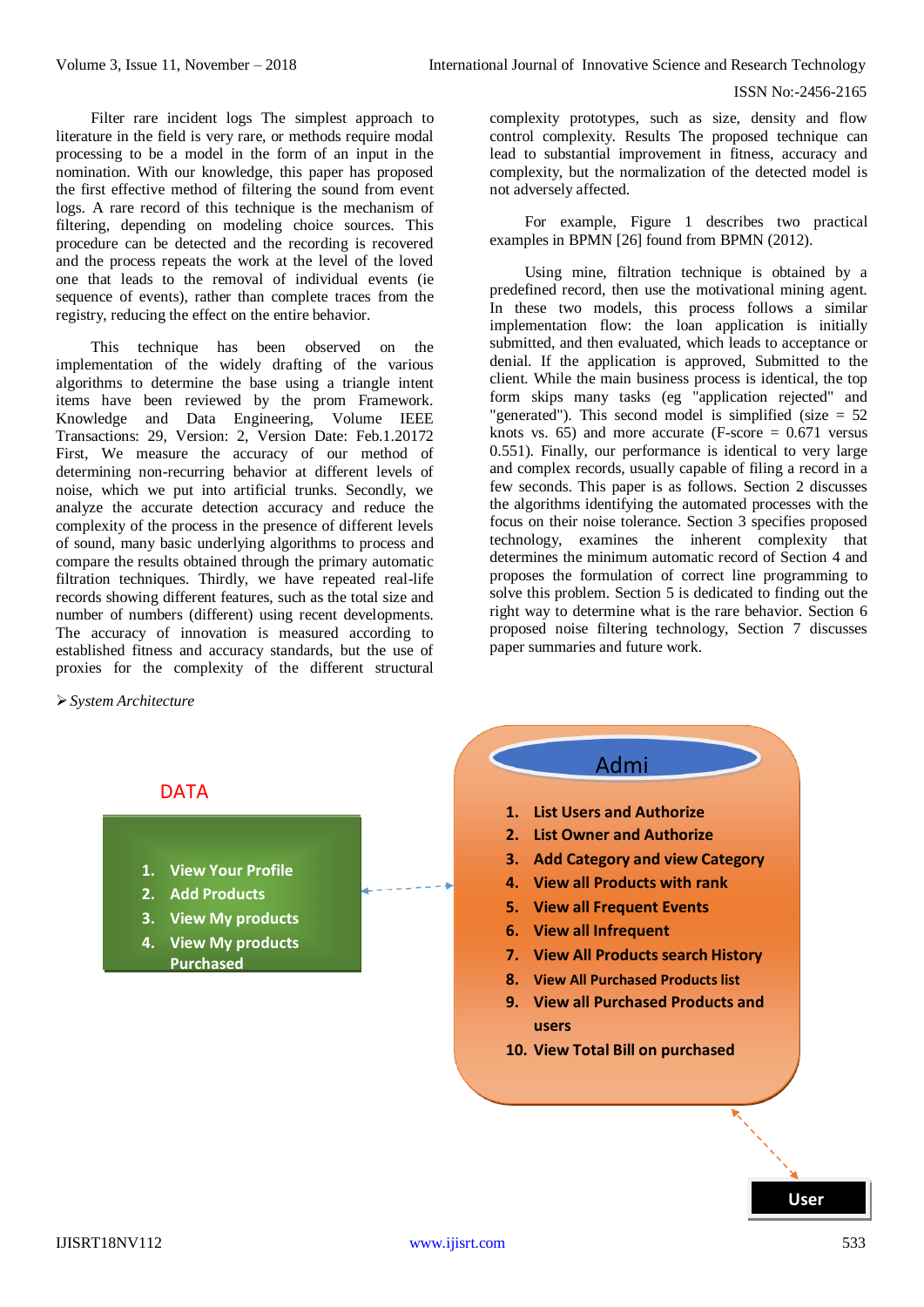Filter rare incident logs The simplest approach to literature in the field is very rare, or methods require modal processing to be a model in the form of an input in the nomination. With our knowledge, this paper has proposed the first effective method of filtering the sound from event logs. A rare record of this technique is the mechanism of filtering, depending on modeling choice sources. This procedure can be detected and the recording is recovered and the process repeats the work at the level of the loved one that leads to the removal of individual events (ie sequence of events), rather than complete traces from the registry, reducing the effect on the entire behavior.

This technique has been observed on the implementation of the widely drafting of the various algorithms to determine the base using a triangle intent items have been reviewed by the prom Framework. Knowledge and Data Engineering, Volume IEEE Transactions: 29, Version: 2, Version Date: Feb.1.20172 First, We measure the accuracy of our method of determining non-recurring behavior at different levels of noise, which we put into artificial trunks. Secondly, we analyze the accurate detection accuracy and reduce the complexity of the process in the presence of different levels of sound, many basic underlying algorithms to process and compare the results obtained through the primary automatic filtration techniques. Thirdly, we have repeated real-life records showing different features, such as the total size and number of numbers (different) using recent developments. The accuracy of innovation is measured according to established fitness and accuracy standards, but the use of proxies for the complexity of the different structural complexity prototypes, such as size, density and flow control complexity. Results The proposed technique can lead to substantial improvement in fitness, accuracy and complexity, but the normalization of the detected model is not adversely affected.

For example, Figure 1 describes two practical examples in BPMN [26] found from BPMN (2012).

Using mine, filtration technique is obtained by a predefined record, then use the motivational mining agent. In these two models, this process follows a similar implementation flow: the loan application is initially submitted, and then evaluated, which leads to acceptance or denial. If the application is approved, Submitted to the client. While the main business process is identical, the top form skips many tasks (eg "application rejected" and "generated"). This second model is simplified (size = 52 knots vs. 65) and more accurate (F-score = 0.671 versus 0.551). Finally, our performance is identical to very large and complex records, usually capable of filing a record in a few seconds. This paper is as follows. Section 2 discusses the algorithms identifying the automated processes with the focus on their noise tolerance. Section 3 specifies proposed technology, examines the inherent complexity that determines the minimum automatic record of Section 4 and proposes the formulation of correct line programming to solve this problem. Section 5 is dedicated to finding out the right way to determine what is the rare behavior. Section 6 proposed noise filtering technology, Section 7 discusses paper summaries and future work.

➢ *System Architecture*

DATA

1. View Your Profile
2. Add Products
3. View My products
4. View My products Purchased

Admi

1. List Users and Authorize
2. List Owner and Authorize
3. Add Category and view Category
4. View all Products with rank
5. View all Frequent Events
6. View all Infrequent
7. View All Products search History
8. View All Purchased Products list
9. View all Purchased Products and users
10. View Total Bill on purchased

User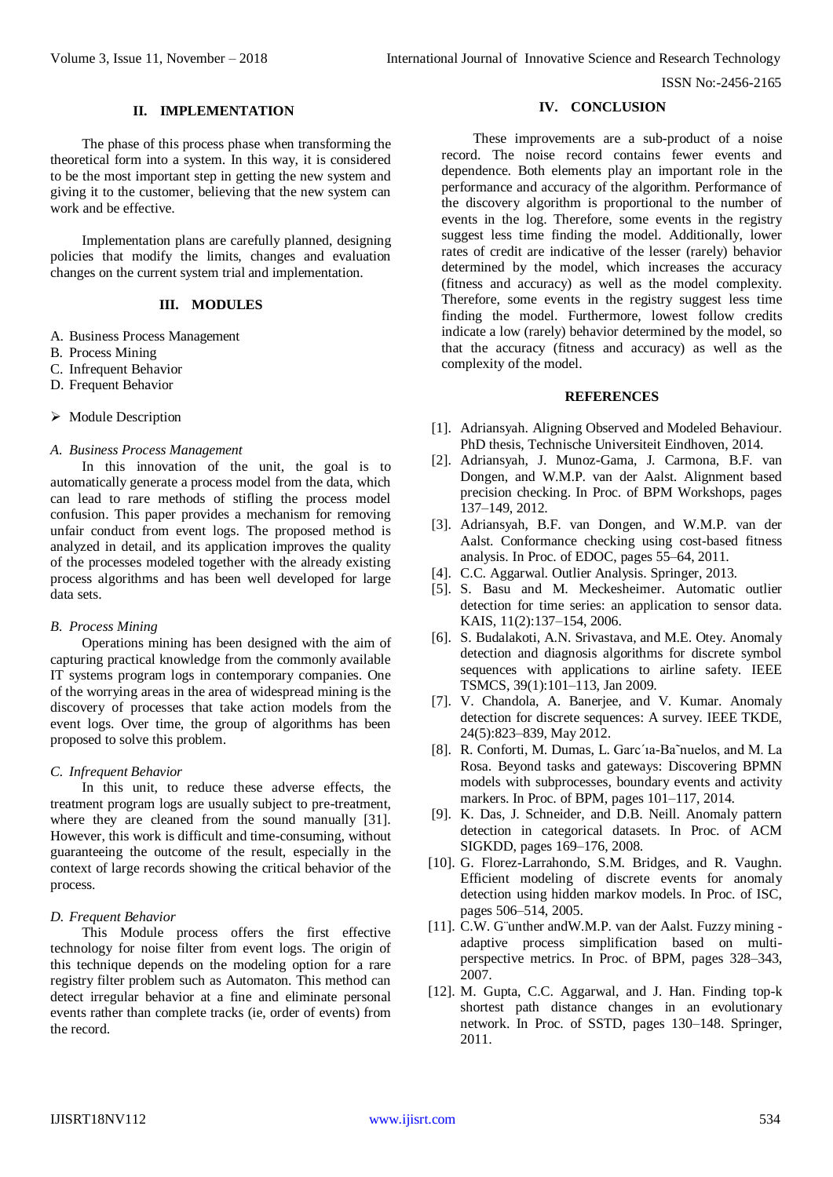## II. IMPLEMENTATION

The phase of this process phase when transforming the theoretical form into a system. In this way, it is considered to be the most important step in getting the new system and giving it to the customer, believing that the new system can work and be effective.

Implementation plans are carefully planned, designing policies that modify the limits, changes and evaluation changes on the current system trial and implementation.

## III. MODULES

A. Business Process Management
B. Process Mining
C. Infrequent Behavior
D. Frequent Behavior

➢ Module Description

### *A. Business Process Management*

In this innovation of the unit, the goal is to automatically generate a process model from the data, which can lead to rare methods of stifling the process model confusion. This paper provides a mechanism for removing unfair conduct from event logs. The proposed method is analyzed in detail, and its application improves the quality of the processes modeled together with the already existing process algorithms and has been well developed for large data sets.

### *B. Process Mining*

Operations mining has been designed with the aim of capturing practical knowledge from the commonly available IT systems program logs in contemporary companies. One of the worrying areas in the area of widespread mining is the discovery of processes that take action models from the event logs. Over time, the group of algorithms has been proposed to solve this problem.

### *C. Infrequent Behavior*

In this unit, to reduce these adverse effects, the treatment program logs are usually subject to pre-treatment, where they are cleaned from the sound manually [31]. However, this work is difficult and time-consuming, without guaranteeing the outcome of the result, especially in the context of large records showing the critical behavior of the process.

### *D. Frequent Behavior*

This Module process offers the first effective technology for noise filter from event logs. The origin of this technique depends on the modeling option for a rare registry filter problem such as Automaton. This method can detect irregular behavior at a fine and eliminate personal events rather than complete tracks (ie, order of events) from the record.

## IV. CONCLUSION

These improvements are a sub-product of a noise record. The noise record contains fewer events and dependence. Both elements play an important role in the performance and accuracy of the algorithm. Performance of the discovery algorithm is proportional to the number of events in the log. Therefore, some events in the registry suggest less time finding the model. Additionally, lower rates of credit are indicative of the lesser (rarely) behavior determined by the model, which increases the accuracy (fitness and accuracy) as well as the model complexity. Therefore, some events in the registry suggest less time finding the model. Furthermore, lowest follow credits indicate a low (rarely) behavior determined by the model, so that the accuracy (fitness and accuracy) as well as the complexity of the model.

## REFERENCES

[1]. Adriansyah. Aligning Observed and Modeled Behaviour. PhD thesis, Technische Universiteit Eindhoven, 2014.
[2]. Adriansyah, J. Munoz-Gama, J. Carmona, B.F. van Dongen, and W.M.P. van der Aalst. Alignment based precision checking. In Proc. of BPM Workshops, pages 137–149, 2012.
[3]. Adriansyah, B.F. van Dongen, and W.M.P. van der Aalst. Conformance checking using cost-based fitness analysis. In Proc. of EDOC, pages 55–64, 2011.
[4]. C.C. Aggarwal. Outlier Analysis. Springer, 2013.
[5]. S. Basu and M. Meckesheimer. Automatic outlier detection for time series: an application to sensor data. KAIS, 11(2):137–154, 2006.
[6]. S. Budalakoti, A.N. Srivastava, and M.E. Otey. Anomaly detection and diagnosis algorithms for discrete symbol sequences with applications to airline safety. IEEE TSMCS, 39(1):101–113, Jan 2009.
[7]. V. Chandola, A. Banerjee, and V. Kumar. Anomaly detection for discrete sequences: A survey. IEEE TKDE, 24(5):823–839, May 2012.
[8]. R. Conforti, M. Dumas, L. Garc´ıa-Ba˜nuelos, and M. La Rosa. Beyond tasks and gateways: Discovering BPMN models with subprocesses, boundary events and activity markers. In Proc. of BPM, pages 101–117, 2014.
[9]. K. Das, J. Schneider, and D.B. Neill. Anomaly pattern detection in categorical datasets. In Proc. of ACM SIGKDD, pages 169–176, 2008.
[10]. G. Florez-Larrahondo, S.M. Bridges, and R. Vaughn. Efficient modeling of discrete events for anomaly detection using hidden markov models. In Proc. of ISC, pages 506–514, 2005.
[11]. C.W. G¨unther andW.M.P. van der Aalst. Fuzzy mining - adaptive process simplification based on multi-perspective metrics. In Proc. of BPM, pages 328–343, 2007.
[12]. M. Gupta, C.C. Aggarwal, and J. Han. Finding top-k shortest path distance changes in an evolutionary network. In Proc. of SSTD, pages 130–148. Springer, 2011.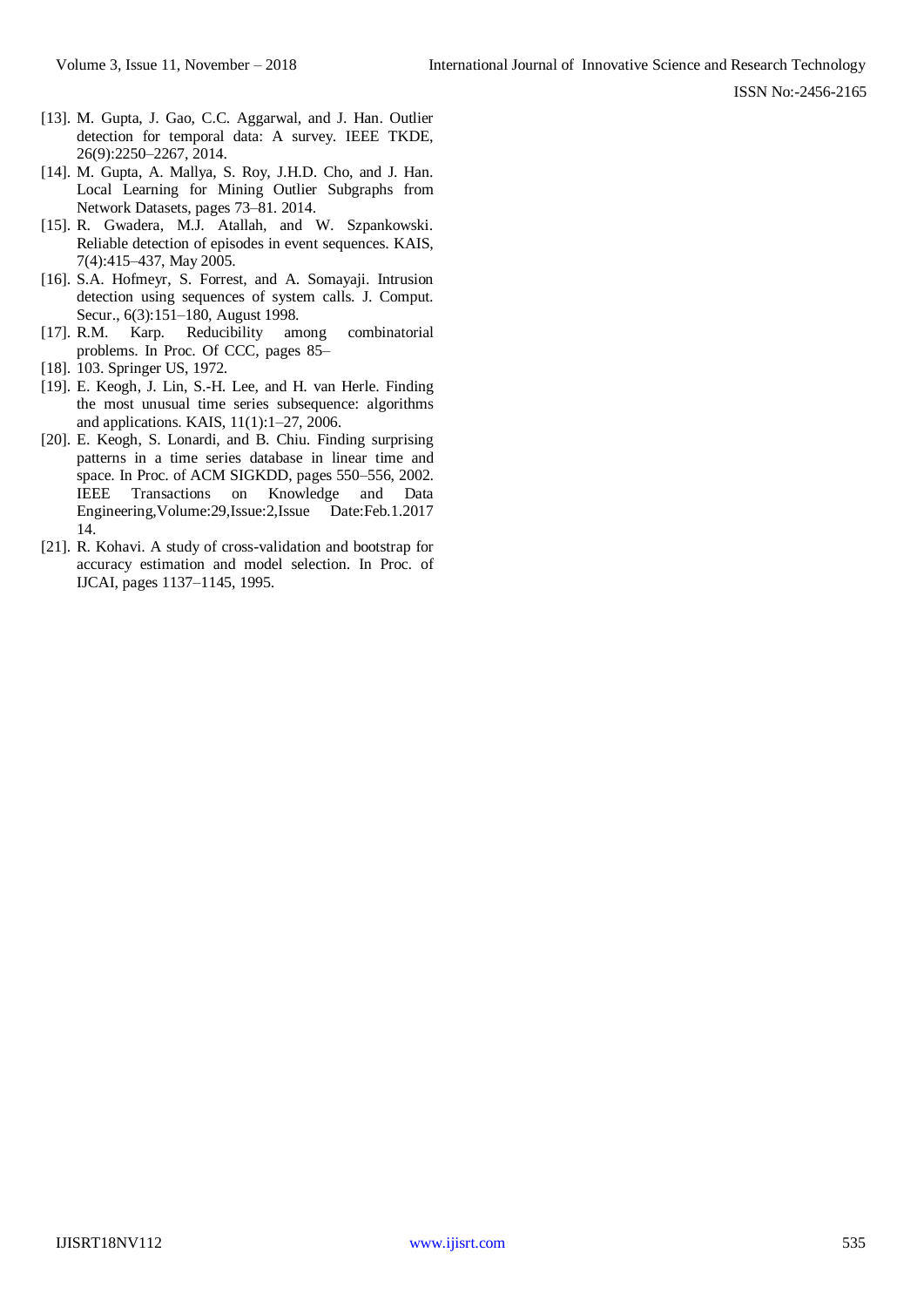[13]. M. Gupta, J. Gao, C.C. Aggarwal, and J. Han. Outlier detection for temporal data: A survey. IEEE TKDE, 26(9):2250–2267, 2014.

[14]. M. Gupta, A. Mallya, S. Roy, J.H.D. Cho, and J. Han. Local Learning for Mining Outlier Subgraphs from Network Datasets, pages 73–81. 2014.

[15]. R. Gwadera, M.J. Atallah, and W. Szpankowski. Reliable detection of episodes in event sequences. KAIS, 7(4):415–437, May 2005.

[16]. S.A. Hofmeyr, S. Forrest, and A. Somayaji. Intrusion detection using sequences of system calls. J. Comput. Secur., 6(3):151–180, August 1998.

[17]. R.M. Karp. Reducibility among combinatorial problems. In Proc. Of CCC, pages 85–

[18]. 103. Springer US, 1972.

[19]. E. Keogh, J. Lin, S.-H. Lee, and H. van Herle. Finding the most unusual time series subsequence: algorithms and applications. KAIS, 11(1):1–27, 2006.

[20]. E. Keogh, S. Lonardi, and B. Chiu. Finding surprising patterns in a time series database in linear time and space. In Proc. of ACM SIGKDD, pages 550–556, 2002. IEEE Transactions on Knowledge and Data Engineering,Volume:29,Issue:2,Issue Date:Feb.1.2017 14.

[21]. R. Kohavi. A study of cross-validation and bootstrap for accuracy estimation and model selection. In Proc. of IJCAI, pages 1137–1145, 1995.